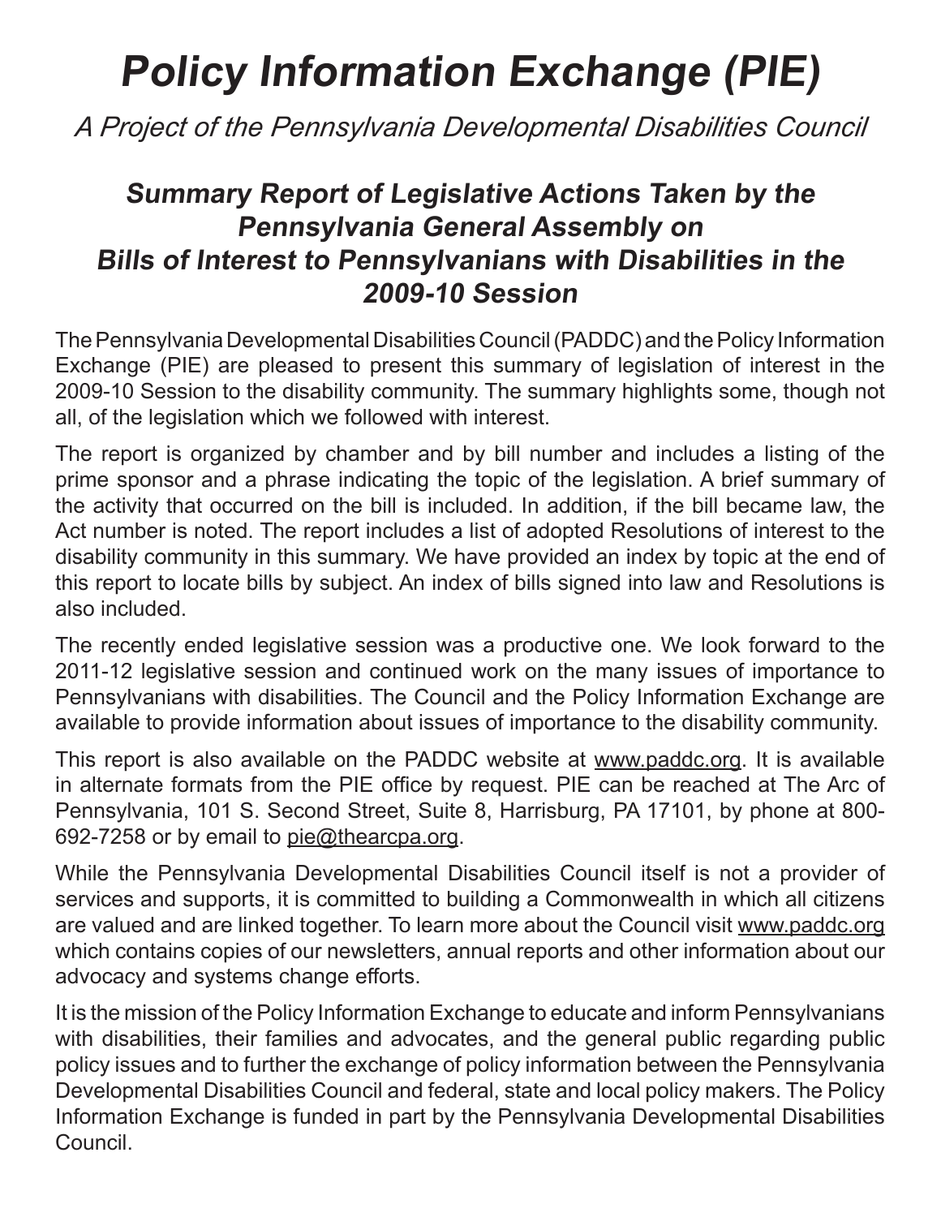# *Policy Information Exchange (PIE)*

*A Project of the Pennsylvania Developmental Disabilities Council*

## *Summary Report of Legislative Actions Taken by the Pennsylvania General Assembly on Bills of Interest to Pennsylvanians with Disabilities in the 2009-10 Session*

The Pennsylvania Developmental Disabilities Council (PADDC) and the Policy Information Exchange (PIE) are pleased to present this summary of legislation of interest in the 2009-10 Session to the disability community. The summary highlights some, though not all, of the legislation which we followed with interest.

The report is organized by chamber and by bill number and includes a listing of the prime sponsor and a phrase indicating the topic of the legislation. A brief summary of the activity that occurred on the bill is included. In addition, if the bill became law, the Act number is noted. The report includes a list of adopted Resolutions of interest to the disability community in this summary. We have provided an index by topic at the end of this report to locate bills by subject. An index of bills signed into law and Resolutions is also included.

The recently ended legislative session was a productive one. We look forward to the 2011-12 legislative session and continued work on the many issues of importance to Pennsylvanians with disabilities. The Council and the Policy Information Exchange are available to provide information about issues of importance to the disability community.

This report is also available on the PADDC website at www.paddc.org. It is available in alternate formats from the PIE office by request. PIE can be reached at The Arc of Pennsylvania, 101 S. Second Street, Suite 8, Harrisburg, PA 17101, by phone at 800-692-7258 or by email to pie@thearcpa.org.

While the Pennsylvania Developmental Disabilities Council itself is not a provider of services and supports, it is committed to building a Commonwealth in which all citizens are valued and are linked together. To learn more about the Council visit www.paddc.org which contains copies of our newsletters, annual reports and other information about our advocacy and systems change efforts.

It is the mission of the Policy Information Exchange to educate and inform Pennsylvanians with disabilities, their families and advocates, and the general public regarding public policy issues and to further the exchange of policy information between the Pennsylvania Developmental Disabilities Council and federal, state and local policy makers. The Policy Information Exchange is funded in part by the Pennsylvania Developmental Disabilities Council.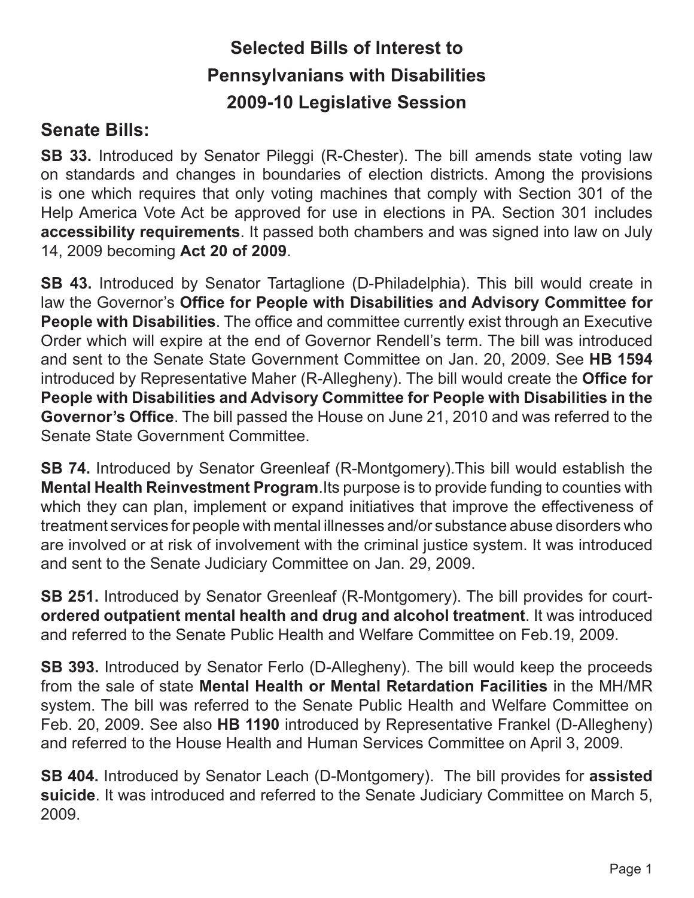# Selected Bills of Interest to Pennsylvanians with Disabilities 2009-10 Legislative Session

## Senate Bills:

**SB 33.** Introduced by Senator Pileggi (R-Chester). The bill amends state voting law on standards and changes in boundaries of election districts. Among the provisions is one which requires that only voting machines that comply with Section 301 of the Help America Vote Act be approved for use in elections in PA. Section 301 includes **accessibility requirements**. It passed both chambers and was signed into law on July 14, 2009 becoming **Act 20 of 2009**.

**SB 43.** Introduced by Senator Tartaglione (D-Philadelphia). This bill would create in law the Governor's **Office for People with Disabilities and Advisory Committee for People with Disabilities**. The office and committee currently exist through an Executive Order which will expire at the end of Governor Rendell's term. The bill was introduced and sent to the Senate State Government Committee on Jan. 20, 2009. See **HB 1594** introduced by Representative Maher (R-Allegheny). The bill would create the **Office for People with Disabilities and Advisory Committee for People with Disabilities in the Governor's Office**. The bill passed the House on June 21, 2010 and was referred to the Senate State Government Committee.

**SB 74.** Introduced by Senator Greenleaf (R-Montgomery).This bill would establish the **Mental Health Reinvestment Program**.Its purpose is to provide funding to counties with which they can plan, implement or expand initiatives that improve the effectiveness of treatment services for people with mental illnesses and/or substance abuse disorders who are involved or at risk of involvement with the criminal justice system. It was introduced and sent to the Senate Judiciary Committee on Jan. 29, 2009.

**SB 251.** Introduced by Senator Greenleaf (R-Montgomery). The bill provides for court-**ordered outpatient mental health and drug and alcohol treatment**. It was introduced and referred to the Senate Public Health and Welfare Committee on Feb.19, 2009.

**SB 393.** Introduced by Senator Ferlo (D-Allegheny). The bill would keep the proceeds from the sale of state **Mental Health or Mental Retardation Facilities** in the MH/MR system. The bill was referred to the Senate Public Health and Welfare Committee on Feb. 20, 2009. See also **HB 1190** introduced by Representative Frankel (D-Allegheny) and referred to the House Health and Human Services Committee on April 3, 2009.

**SB 404.** Introduced by Senator Leach (D-Montgomery). The bill provides for **assisted suicide**. It was introduced and referred to the Senate Judiciary Committee on March 5, 2009.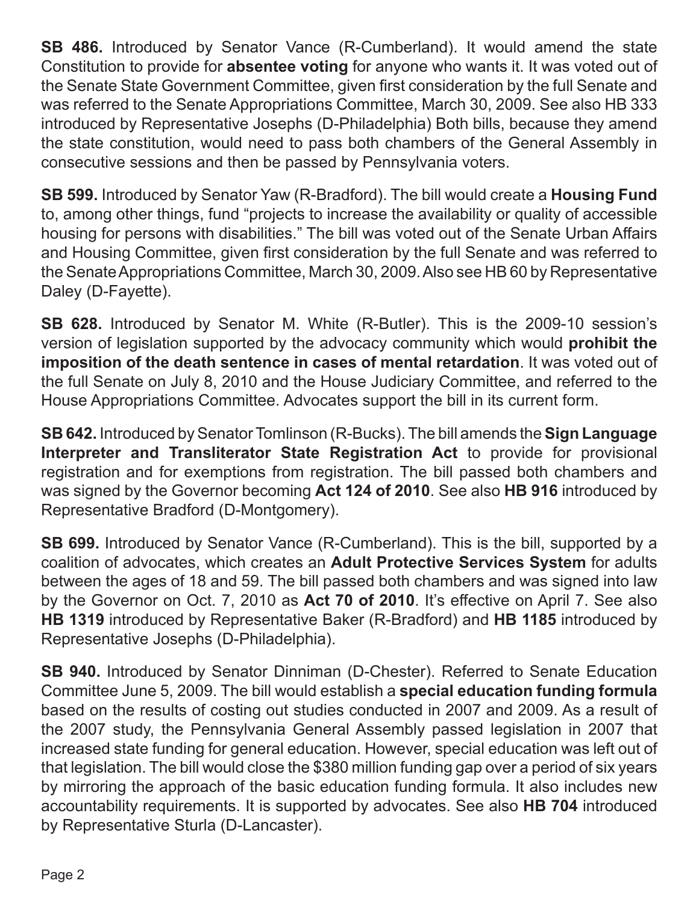**SB 486.** Introduced by Senator Vance (R-Cumberland). It would amend the state Constitution to provide for **absentee voting** for anyone who wants it. It was voted out of the Senate State Government Committee, given first consideration by the full Senate and was referred to the Senate Appropriations Committee, March 30, 2009. See also HB 333 introduced by Representative Josephs (D-Philadelphia) Both bills, because they amend the state constitution, would need to pass both chambers of the General Assembly in consecutive sessions and then be passed by Pennsylvania voters.

**SB 599.** Introduced by Senator Yaw (R-Bradford). The bill would create a **Housing Fund** to, among other things, fund "projects to increase the availability or quality of accessible housing for persons with disabilities." The bill was voted out of the Senate Urban Affairs and Housing Committee, given first consideration by the full Senate and was referred to the Senate Appropriations Committee, March 30, 2009. Also see HB 60 by Representative Daley (D-Fayette).

**SB 628.** Introduced by Senator M. White (R-Butler). This is the 2009-10 session's version of legislation supported by the advocacy community which would **prohibit the imposition of the death sentence in cases of mental retardation**. It was voted out of the full Senate on July 8, 2010 and the House Judiciary Committee, and referred to the House Appropriations Committee. Advocates support the bill in its current form.

**SB 642.** Introduced by Senator Tomlinson (R-Bucks). The bill amends the **Sign Language Interpreter and Transliterator State Registration Act** to provide for provisional registration and for exemptions from registration. The bill passed both chambers and was signed by the Governor becoming **Act 124 of 2010**. See also **HB 916** introduced by Representative Bradford (D-Montgomery).

**SB 699.** Introduced by Senator Vance (R-Cumberland). This is the bill, supported by a coalition of advocates, which creates an **Adult Protective Services System** for adults between the ages of 18 and 59. The bill passed both chambers and was signed into law by the Governor on Oct. 7, 2010 as **Act 70 of 2010**. It's effective on April 7. See also **HB 1319** introduced by Representative Baker (R-Bradford) and **HB 1185** introduced by Representative Josephs (D-Philadelphia).

**SB 940.** Introduced by Senator Dinniman (D-Chester). Referred to Senate Education Committee June 5, 2009. The bill would establish a **special education funding formula** based on the results of costing out studies conducted in 2007 and 2009. As a result of the 2007 study, the Pennsylvania General Assembly passed legislation in 2007 that increased state funding for general education. However, special education was left out of that legislation. The bill would close the $380 million funding gap over a period of six years by mirroring the approach of the basic education funding formula. It also includes new accountability requirements. It is supported by advocates. See also **HB 704** introduced by Representative Sturla (D-Lancaster).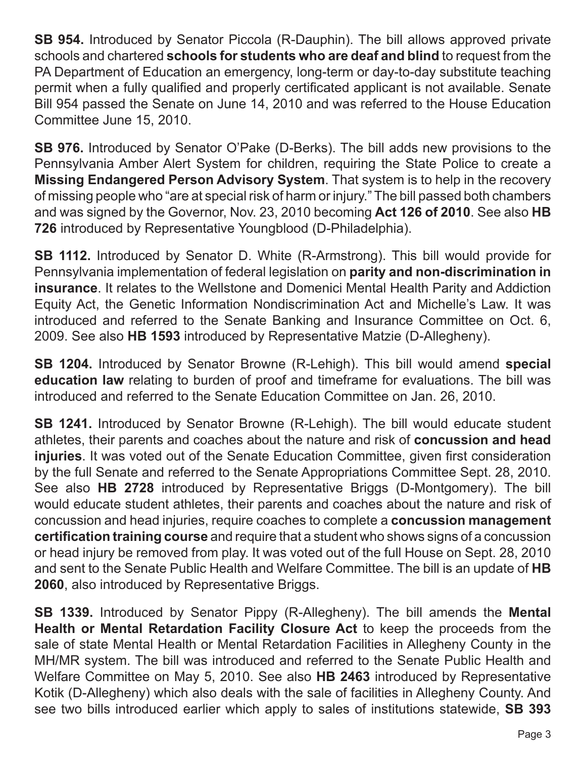**SB 954.** Introduced by Senator Piccola (R-Dauphin). The bill allows approved private schools and chartered **schools for students who are deaf and blind** to request from the PA Department of Education an emergency, long-term or day-to-day substitute teaching permit when a fully qualified and properly certificated applicant is not available. Senate Bill 954 passed the Senate on June 14, 2010 and was referred to the House Education Committee June 15, 2010.

**SB 976.** Introduced by Senator O'Pake (D-Berks). The bill adds new provisions to the Pennsylvania Amber Alert System for children, requiring the State Police to create a **Missing Endangered Person Advisory System**. That system is to help in the recovery of missing people who "are at special risk of harm or injury." The bill passed both chambers and was signed by the Governor, Nov. 23, 2010 becoming **Act 126 of 2010**. See also **HB 726** introduced by Representative Youngblood (D-Philadelphia).

**SB 1112.** Introduced by Senator D. White (R-Armstrong). This bill would provide for Pennsylvania implementation of federal legislation on **parity and non-discrimination in insurance**. It relates to the Wellstone and Domenici Mental Health Parity and Addiction Equity Act, the Genetic Information Nondiscrimination Act and Michelle's Law. It was introduced and referred to the Senate Banking and Insurance Committee on Oct. 6, 2009. See also **HB 1593** introduced by Representative Matzie (D-Allegheny).

**SB 1204.** Introduced by Senator Browne (R-Lehigh). This bill would amend **special education law** relating to burden of proof and timeframe for evaluations. The bill was introduced and referred to the Senate Education Committee on Jan. 26, 2010.

**SB 1241.** Introduced by Senator Browne (R-Lehigh). The bill would educate student athletes, their parents and coaches about the nature and risk of **concussion and head injuries**. It was voted out of the Senate Education Committee, given first consideration by the full Senate and referred to the Senate Appropriations Committee Sept. 28, 2010. See also **HB 2728** introduced by Representative Briggs (D-Montgomery). The bill would educate student athletes, their parents and coaches about the nature and risk of concussion and head injuries, require coaches to complete a **concussion management certification training course** and require that a student who shows signs of a concussion or head injury be removed from play. It was voted out of the full House on Sept. 28, 2010 and sent to the Senate Public Health and Welfare Committee. The bill is an update of **HB 2060**, also introduced by Representative Briggs.

**SB 1339.** Introduced by Senator Pippy (R-Allegheny). The bill amends the **Mental Health or Mental Retardation Facility Closure Act** to keep the proceeds from the sale of state Mental Health or Mental Retardation Facilities in Allegheny County in the MH/MR system. The bill was introduced and referred to the Senate Public Health and Welfare Committee on May 5, 2010. See also **HB 2463** introduced by Representative Kotik (D-Allegheny) which also deals with the sale of facilities in Allegheny County. And see two bills introduced earlier which apply to sales of institutions statewide, **SB 393**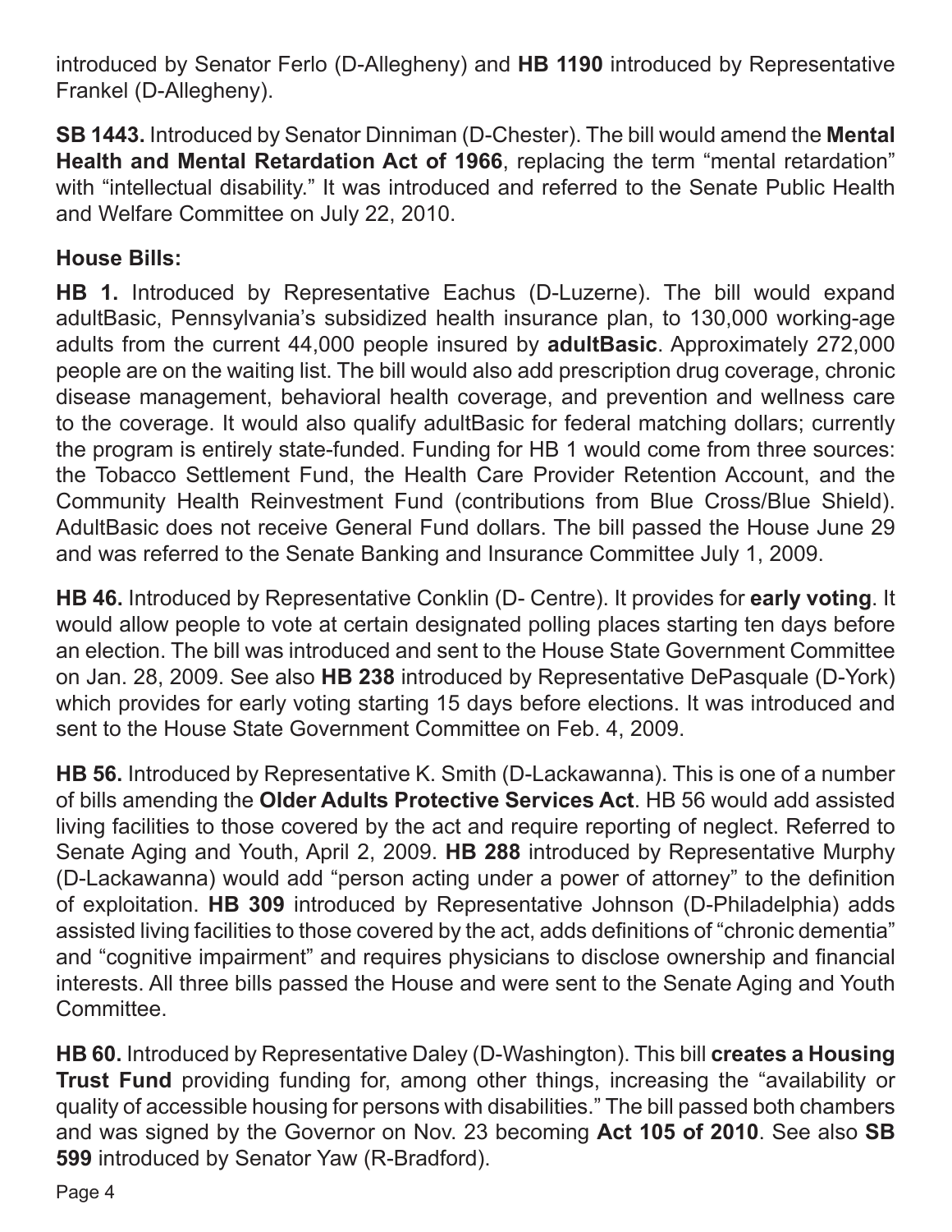introduced by Senator Ferlo (D-Allegheny) and **HB 1190** introduced by Representative Frankel (D-Allegheny).

**SB 1443.** Introduced by Senator Dinniman (D-Chester). The bill would amend the **Mental Health and Mental Retardation Act of 1966**, replacing the term "mental retardation" with "intellectual disability." It was introduced and referred to the Senate Public Health and Welfare Committee on July 22, 2010.

### House Bills:

**HB 1.** Introduced by Representative Eachus (D-Luzerne). The bill would expand adultBasic, Pennsylvania's subsidized health insurance plan, to 130,000 working-age adults from the current 44,000 people insured by **adultBasic**. Approximately 272,000 people are on the waiting list. The bill would also add prescription drug coverage, chronic disease management, behavioral health coverage, and prevention and wellness care to the coverage. It would also qualify adultBasic for federal matching dollars; currently the program is entirely state-funded. Funding for HB 1 would come from three sources: the Tobacco Settlement Fund, the Health Care Provider Retention Account, and the Community Health Reinvestment Fund (contributions from Blue Cross/Blue Shield). AdultBasic does not receive General Fund dollars. The bill passed the House June 29 and was referred to the Senate Banking and Insurance Committee July 1, 2009.

**HB 46.** Introduced by Representative Conklin (D- Centre). It provides for **early voting**. It would allow people to vote at certain designated polling places starting ten days before an election. The bill was introduced and sent to the House State Government Committee on Jan. 28, 2009. See also **HB 238** introduced by Representative DePasquale (D-York) which provides for early voting starting 15 days before elections. It was introduced and sent to the House State Government Committee on Feb. 4, 2009.

**HB 56.** Introduced by Representative K. Smith (D-Lackawanna). This is one of a number of bills amending the **Older Adults Protective Services Act**. HB 56 would add assisted living facilities to those covered by the act and require reporting of neglect. Referred to Senate Aging and Youth, April 2, 2009. **HB 288** introduced by Representative Murphy (D-Lackawanna) would add "person acting under a power of attorney" to the definition of exploitation. **HB 309** introduced by Representative Johnson (D-Philadelphia) adds assisted living facilities to those covered by the act, adds definitions of "chronic dementia" and "cognitive impairment" and requires physicians to disclose ownership and financial interests. All three bills passed the House and were sent to the Senate Aging and Youth Committee.

**HB 60.** Introduced by Representative Daley (D-Washington). This bill **creates a Housing Trust Fund** providing funding for, among other things, increasing the "availability or quality of accessible housing for persons with disabilities." The bill passed both chambers and was signed by the Governor on Nov. 23 becoming **Act 105 of 2010**. See also **SB 599** introduced by Senator Yaw (R-Bradford).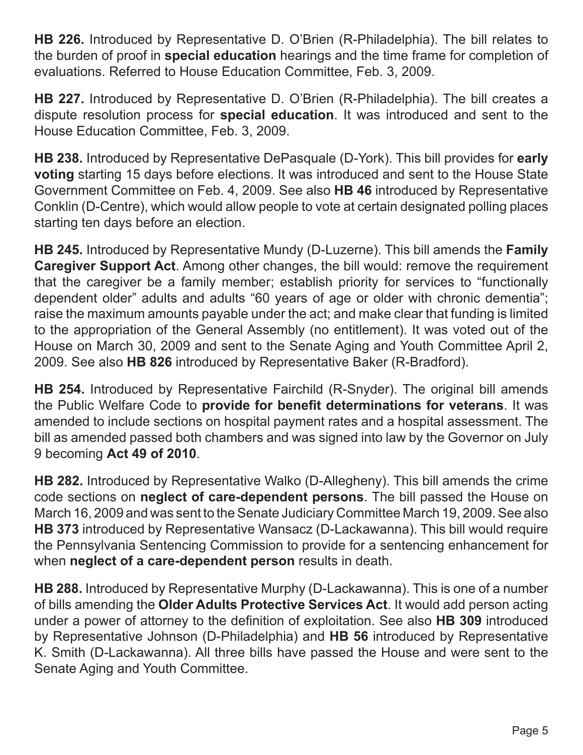**HB 226.** Introduced by Representative D. O'Brien (R-Philadelphia). The bill relates to the burden of proof in **special education** hearings and the time frame for completion of evaluations. Referred to House Education Committee, Feb. 3, 2009.

**HB 227.** Introduced by Representative D. O'Brien (R-Philadelphia). The bill creates a dispute resolution process for **special education**. It was introduced and sent to the House Education Committee, Feb. 3, 2009.

**HB 238.** Introduced by Representative DePasquale (D-York). This bill provides for **early voting** starting 15 days before elections. It was introduced and sent to the House State Government Committee on Feb. 4, 2009. See also **HB 46** introduced by Representative Conklin (D-Centre), which would allow people to vote at certain designated polling places starting ten days before an election.

**HB 245.** Introduced by Representative Mundy (D-Luzerne). This bill amends the **Family Caregiver Support Act**. Among other changes, the bill would: remove the requirement that the caregiver be a family member; establish priority for services to "functionally dependent older" adults and adults "60 years of age or older with chronic dementia"; raise the maximum amounts payable under the act; and make clear that funding is limited to the appropriation of the General Assembly (no entitlement). It was voted out of the House on March 30, 2009 and sent to the Senate Aging and Youth Committee April 2, 2009. See also **HB 826** introduced by Representative Baker (R-Bradford).

**HB 254.** Introduced by Representative Fairchild (R-Snyder). The original bill amends the Public Welfare Code to **provide for benefit determinations for veterans**. It was amended to include sections on hospital payment rates and a hospital assessment. The bill as amended passed both chambers and was signed into law by the Governor on July 9 becoming **Act 49 of 2010**.

**HB 282.** Introduced by Representative Walko (D-Allegheny). This bill amends the crime code sections on **neglect of care-dependent persons**. The bill passed the House on March 16, 2009 and was sent to the Senate Judiciary Committee March 19, 2009. See also **HB 373** introduced by Representative Wansacz (D-Lackawanna). This bill would require the Pennsylvania Sentencing Commission to provide for a sentencing enhancement for when **neglect of a care-dependent person** results in death.

**HB 288.** Introduced by Representative Murphy (D-Lackawanna). This is one of a number of bills amending the **Older Adults Protective Services Act**. It would add person acting under a power of attorney to the definition of exploitation. See also **HB 309** introduced by Representative Johnson (D-Philadelphia) and **HB 56** introduced by Representative K. Smith (D-Lackawanna). All three bills have passed the House and were sent to the Senate Aging and Youth Committee.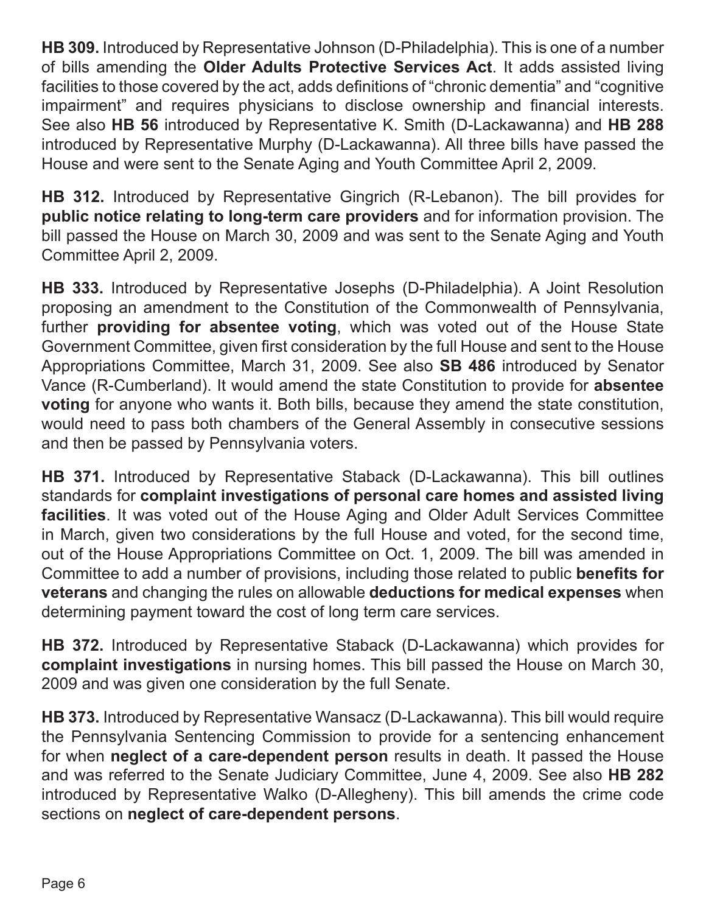**HB 309.** Introduced by Representative Johnson (D-Philadelphia). This is one of a number of bills amending the **Older Adults Protective Services Act**. It adds assisted living facilities to those covered by the act, adds definitions of "chronic dementia" and "cognitive impairment" and requires physicians to disclose ownership and financial interests. See also **HB 56** introduced by Representative K. Smith (D-Lackawanna) and **HB 288** introduced by Representative Murphy (D-Lackawanna). All three bills have passed the House and were sent to the Senate Aging and Youth Committee April 2, 2009.

**HB 312.** Introduced by Representative Gingrich (R-Lebanon). The bill provides for **public notice relating to long-term care providers** and for information provision. The bill passed the House on March 30, 2009 and was sent to the Senate Aging and Youth Committee April 2, 2009.

**HB 333.** Introduced by Representative Josephs (D-Philadelphia). A Joint Resolution proposing an amendment to the Constitution of the Commonwealth of Pennsylvania, further **providing for absentee voting**, which was voted out of the House State Government Committee, given first consideration by the full House and sent to the House Appropriations Committee, March 31, 2009. See also **SB 486** introduced by Senator Vance (R-Cumberland). It would amend the state Constitution to provide for **absentee voting** for anyone who wants it. Both bills, because they amend the state constitution, would need to pass both chambers of the General Assembly in consecutive sessions and then be passed by Pennsylvania voters.

**HB 371.** Introduced by Representative Staback (D-Lackawanna). This bill outlines standards for **complaint investigations of personal care homes and assisted living facilities**. It was voted out of the House Aging and Older Adult Services Committee in March, given two considerations by the full House and voted, for the second time, out of the House Appropriations Committee on Oct. 1, 2009. The bill was amended in Committee to add a number of provisions, including those related to public **benefits for veterans** and changing the rules on allowable **deductions for medical expenses** when determining payment toward the cost of long term care services.

**HB 372.** Introduced by Representative Staback (D-Lackawanna) which provides for **complaint investigations** in nursing homes. This bill passed the House on March 30, 2009 and was given one consideration by the full Senate.

**HB 373.** Introduced by Representative Wansacz (D-Lackawanna). This bill would require the Pennsylvania Sentencing Commission to provide for a sentencing enhancement for when **neglect of a care-dependent person** results in death. It passed the House and was referred to the Senate Judiciary Committee, June 4, 2009. See also **HB 282** introduced by Representative Walko (D-Allegheny). This bill amends the crime code sections on **neglect of care-dependent persons**.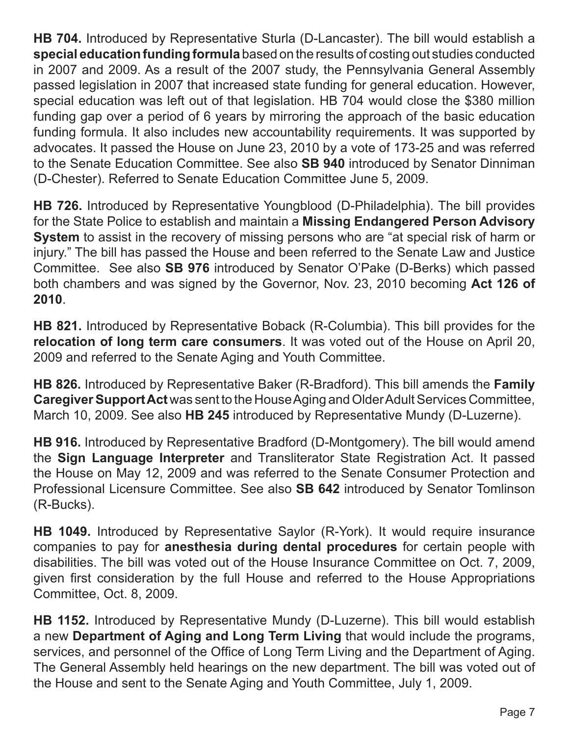**HB 704.** Introduced by Representative Sturla (D-Lancaster). The bill would establish a **special education funding formula** based on the results of costing out studies conducted in 2007 and 2009. As a result of the 2007 study, the Pennsylvania General Assembly passed legislation in 2007 that increased state funding for general education. However, special education was left out of that legislation. HB 704 would close the $380 million funding gap over a period of 6 years by mirroring the approach of the basic education funding formula. It also includes new accountability requirements. It was supported by advocates. It passed the House on June 23, 2010 by a vote of 173-25 and was referred to the Senate Education Committee. See also **SB 940** introduced by Senator Dinniman (D-Chester). Referred to Senate Education Committee June 5, 2009.

**HB 726.** Introduced by Representative Youngblood (D-Philadelphia). The bill provides for the State Police to establish and maintain a **Missing Endangered Person Advisory System** to assist in the recovery of missing persons who are "at special risk of harm or injury." The bill has passed the House and been referred to the Senate Law and Justice Committee. See also **SB 976** introduced by Senator O'Pake (D-Berks) which passed both chambers and was signed by the Governor, Nov. 23, 2010 becoming **Act 126 of 2010**.

**HB 821.** Introduced by Representative Boback (R-Columbia). This bill provides for the **relocation of long term care consumers**. It was voted out of the House on April 20, 2009 and referred to the Senate Aging and Youth Committee.

**HB 826.** Introduced by Representative Baker (R-Bradford). This bill amends the **Family Caregiver Support Act** was sent to the House Aging and Older Adult Services Committee, March 10, 2009. See also **HB 245** introduced by Representative Mundy (D-Luzerne).

**HB 916.** Introduced by Representative Bradford (D-Montgomery). The bill would amend the **Sign Language Interpreter** and Transliterator State Registration Act. It passed the House on May 12, 2009 and was referred to the Senate Consumer Protection and Professional Licensure Committee. See also **SB 642** introduced by Senator Tomlinson (R-Bucks).

**HB 1049.** Introduced by Representative Saylor (R-York). It would require insurance companies to pay for **anesthesia during dental procedures** for certain people with disabilities. The bill was voted out of the House Insurance Committee on Oct. 7, 2009, given first consideration by the full House and referred to the House Appropriations Committee, Oct. 8, 2009.

**HB 1152.** Introduced by Representative Mundy (D-Luzerne). This bill would establish a new **Department of Aging and Long Term Living** that would include the programs, services, and personnel of the Office of Long Term Living and the Department of Aging. The General Assembly held hearings on the new department. The bill was voted out of the House and sent to the Senate Aging and Youth Committee, July 1, 2009.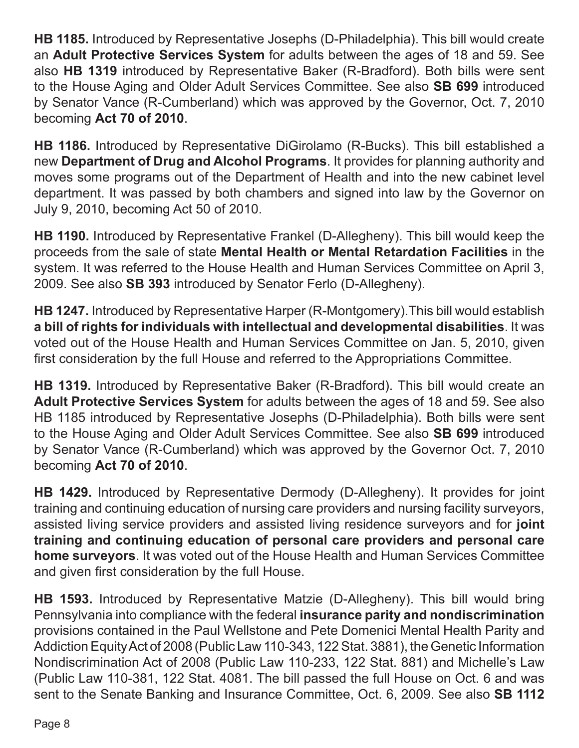**HB 1185.** Introduced by Representative Josephs (D-Philadelphia). This bill would create an **Adult Protective Services System** for adults between the ages of 18 and 59. See also **HB 1319** introduced by Representative Baker (R-Bradford). Both bills were sent to the House Aging and Older Adult Services Committee. See also **SB 699** introduced by Senator Vance (R-Cumberland) which was approved by the Governor, Oct. 7, 2010 becoming **Act 70 of 2010**.

**HB 1186.** Introduced by Representative DiGirolamo (R-Bucks). This bill established a new **Department of Drug and Alcohol Programs**. It provides for planning authority and moves some programs out of the Department of Health and into the new cabinet level department. It was passed by both chambers and signed into law by the Governor on July 9, 2010, becoming Act 50 of 2010.

**HB 1190.** Introduced by Representative Frankel (D-Allegheny). This bill would keep the proceeds from the sale of state **Mental Health or Mental Retardation Facilities** in the system. It was referred to the House Health and Human Services Committee on April 3, 2009. See also **SB 393** introduced by Senator Ferlo (D-Allegheny).

**HB 1247.** Introduced by Representative Harper (R-Montgomery). This bill would establish **a bill of rights for individuals with intellectual and developmental disabilities**. It was voted out of the House Health and Human Services Committee on Jan. 5, 2010, given first consideration by the full House and referred to the Appropriations Committee.

**HB 1319.** Introduced by Representative Baker (R-Bradford). This bill would create an **Adult Protective Services System** for adults between the ages of 18 and 59. See also HB 1185 introduced by Representative Josephs (D-Philadelphia). Both bills were sent to the House Aging and Older Adult Services Committee. See also **SB 699** introduced by Senator Vance (R-Cumberland) which was approved by the Governor Oct. 7, 2010 becoming **Act 70 of 2010**.

**HB 1429.** Introduced by Representative Dermody (D-Allegheny). It provides for joint training and continuing education of nursing care providers and nursing facility surveyors, assisted living service providers and assisted living residence surveyors and for **joint training and continuing education of personal care providers and personal care home surveyors**. It was voted out of the House Health and Human Services Committee and given first consideration by the full House.

**HB 1593.** Introduced by Representative Matzie (D-Allegheny). This bill would bring Pennsylvania into compliance with the federal **insurance parity and nondiscrimination** provisions contained in the Paul Wellstone and Pete Domenici Mental Health Parity and Addiction Equity Act of 2008 (Public Law 110-343, 122 Stat. 3881), the Genetic Information Nondiscrimination Act of 2008 (Public Law 110-233, 122 Stat. 881) and Michelle's Law (Public Law 110-381, 122 Stat. 4081. The bill passed the full House on Oct. 6 and was sent to the Senate Banking and Insurance Committee, Oct. 6, 2009. See also **SB 1112**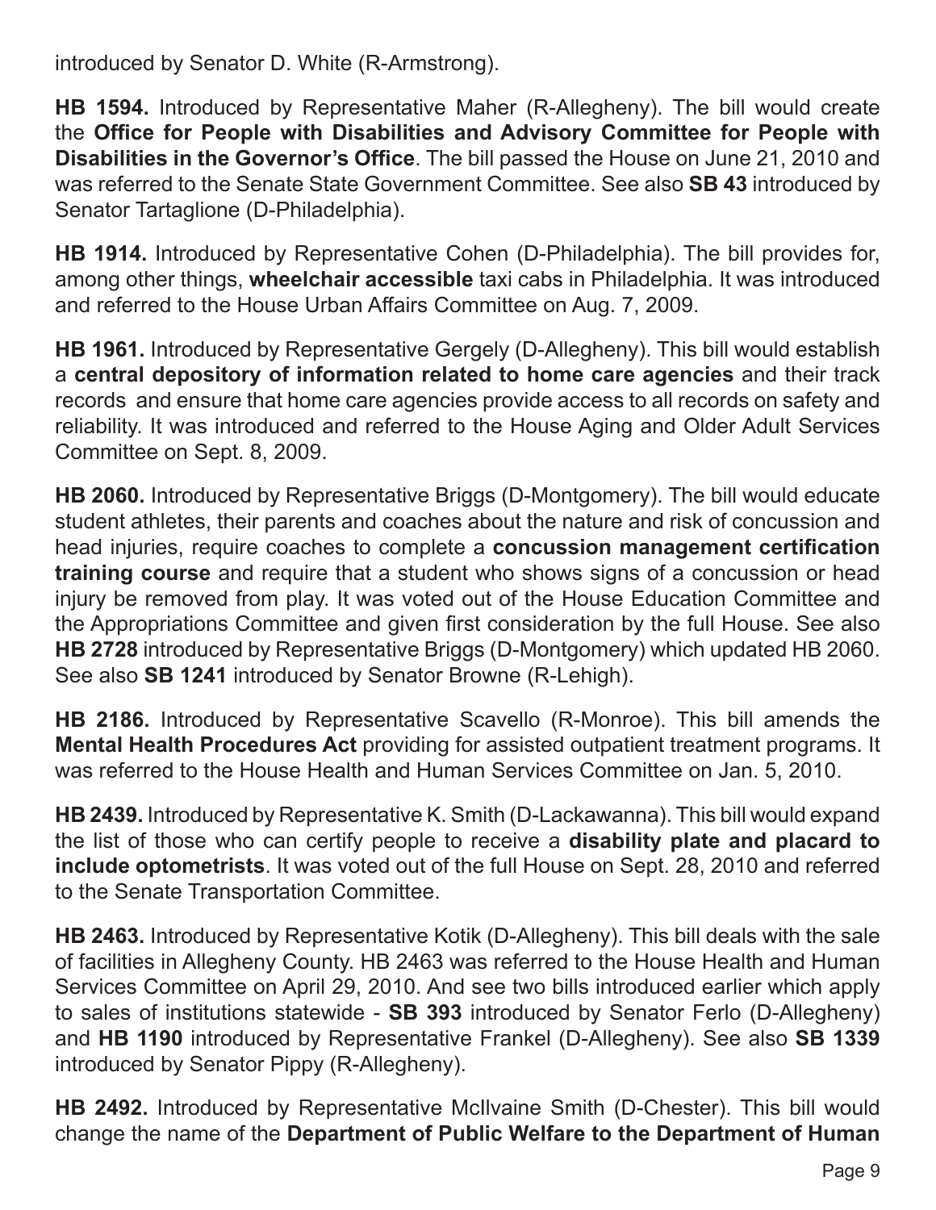introduced by Senator D. White (R-Armstrong).

**HB 1594.** Introduced by Representative Maher (R-Allegheny). The bill would create the **Office for People with Disabilities and Advisory Committee for People with Disabilities in the Governor's Office**. The bill passed the House on June 21, 2010 and was referred to the Senate State Government Committee. See also **SB 43** introduced by Senator Tartaglione (D-Philadelphia).

**HB 1914.** Introduced by Representative Cohen (D-Philadelphia). The bill provides for, among other things, **wheelchair accessible** taxi cabs in Philadelphia. It was introduced and referred to the House Urban Affairs Committee on Aug. 7, 2009.

**HB 1961.** Introduced by Representative Gergely (D-Allegheny). This bill would establish a **central depository of information related to home care agencies** and their track records and ensure that home care agencies provide access to all records on safety and reliability. It was introduced and referred to the House Aging and Older Adult Services Committee on Sept. 8, 2009.

**HB 2060.** Introduced by Representative Briggs (D-Montgomery). The bill would educate student athletes, their parents and coaches about the nature and risk of concussion and head injuries, require coaches to complete a **concussion management certification training course** and require that a student who shows signs of a concussion or head injury be removed from play. It was voted out of the House Education Committee and the Appropriations Committee and given first consideration by the full House. See also **HB 2728** introduced by Representative Briggs (D-Montgomery) which updated HB 2060. See also **SB 1241** introduced by Senator Browne (R-Lehigh).

**HB 2186.** Introduced by Representative Scavello (R-Monroe). This bill amends the **Mental Health Procedures Act** providing for assisted outpatient treatment programs. It was referred to the House Health and Human Services Committee on Jan. 5, 2010.

**HB 2439.** Introduced by Representative K. Smith (D-Lackawanna). This bill would expand the list of those who can certify people to receive a **disability plate and placard to include optometrists**. It was voted out of the full House on Sept. 28, 2010 and referred to the Senate Transportation Committee.

**HB 2463.** Introduced by Representative Kotik (D-Allegheny). This bill deals with the sale of facilities in Allegheny County. HB 2463 was referred to the House Health and Human Services Committee on April 29, 2010. And see two bills introduced earlier which apply to sales of institutions statewide - **SB 393** introduced by Senator Ferlo (D-Allegheny) and **HB 1190** introduced by Representative Frankel (D-Allegheny). See also **SB 1339** introduced by Senator Pippy (R-Allegheny).

**HB 2492.** Introduced by Representative McIlvaine Smith (D-Chester). This bill would change the name of the **Department of Public Welfare to the Department of Human**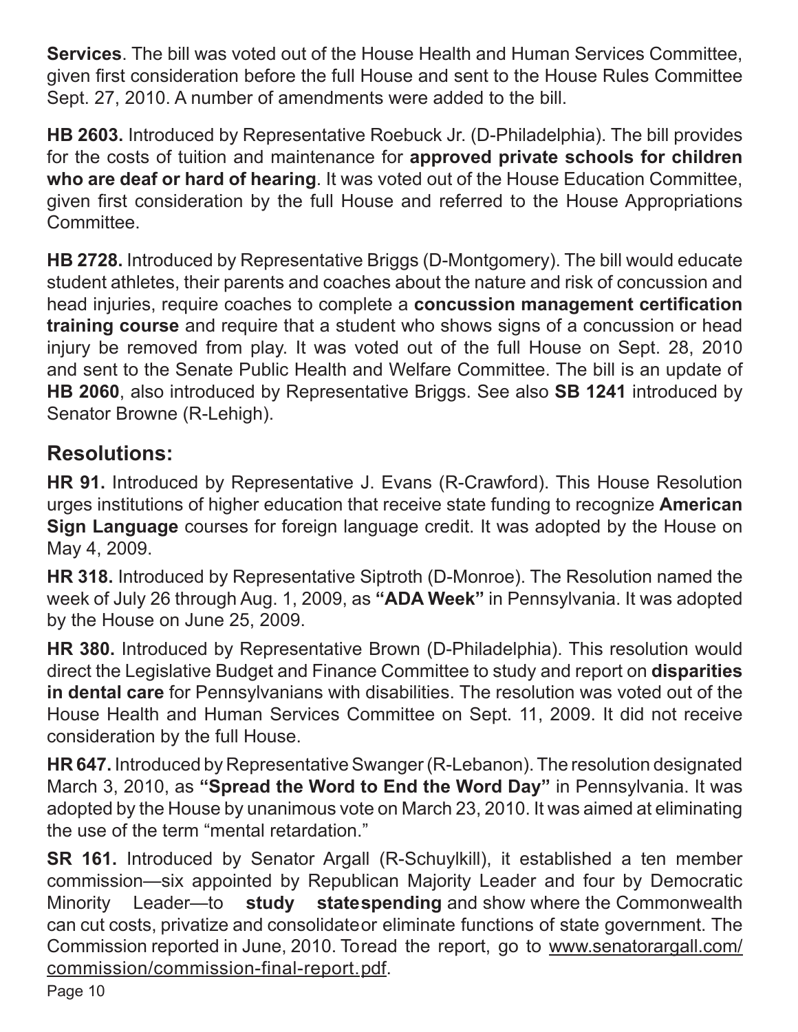**Services**. The bill was voted out of the House Health and Human Services Committee, given first consideration before the full House and sent to the House Rules Committee Sept. 27, 2010. A number of amendments were added to the bill.

**HB 2603.** Introduced by Representative Roebuck Jr. (D-Philadelphia). The bill provides for the costs of tuition and maintenance for **approved private schools for children who are deaf or hard of hearing**. It was voted out of the House Education Committee, given first consideration by the full House and referred to the House Appropriations Committee.

**HB 2728.** Introduced by Representative Briggs (D-Montgomery). The bill would educate student athletes, their parents and coaches about the nature and risk of concussion and head injuries, require coaches to complete a **concussion management certification training course** and require that a student who shows signs of a concussion or head injury be removed from play. It was voted out of the full House on Sept. 28, 2010 and sent to the Senate Public Health and Welfare Committee. The bill is an update of **HB 2060**, also introduced by Representative Briggs. See also **SB 1241** introduced by Senator Browne (R-Lehigh).

## Resolutions:

**HR 91.** Introduced by Representative J. Evans (R-Crawford). This House Resolution urges institutions of higher education that receive state funding to recognize **American Sign Language** courses for foreign language credit. It was adopted by the House on May 4, 2009.

**HR 318.** Introduced by Representative Siptroth (D-Monroe). The Resolution named the week of July 26 through Aug. 1, 2009, as **"ADA Week"** in Pennsylvania. It was adopted by the House on June 25, 2009.

**HR 380.** Introduced by Representative Brown (D-Philadelphia). This resolution would direct the Legislative Budget and Finance Committee to study and report on **disparities in dental care** for Pennsylvanians with disabilities. The resolution was voted out of the House Health and Human Services Committee on Sept. 11, 2009. It did not receive consideration by the full House.

**HR 647.** Introduced by Representative Swanger (R-Lebanon). The resolution designated March 3, 2010, as **"Spread the Word to End the Word Day"** in Pennsylvania. It was adopted by the House by unanimous vote on March 23, 2010. It was aimed at eliminating the use of the term "mental retardation."

**SR 161.** Introduced by Senator Argall (R-Schuylkill), it established a ten member commission—six appointed by Republican Majority Leader and four by Democratic Minority Leader—to **study state spending** and show where the Commonwealth can cut costs, privatize and consolidate or eliminate functions of state government. The Commission reported in June, 2010. To read the report, go to www.senatorargall.com/commission/commission-final-report.pdf.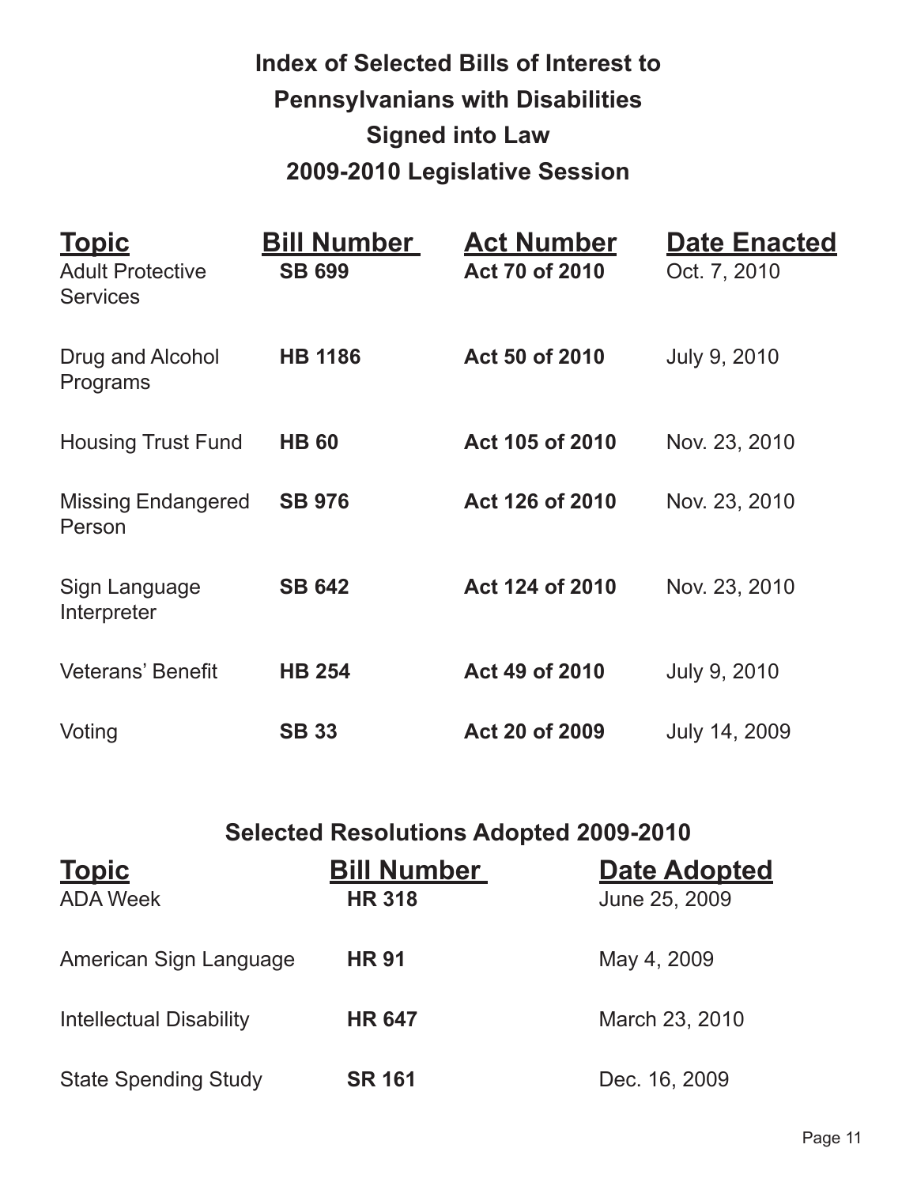# Index of Selected Bills of Interest to Pennsylvanians with Disabilities Signed into Law 2009-2010 Legislative Session

| Topic | Bill Number | Act Number | Date Enacted |
|---|---|---|---|
| Adult Protective Services | **SB 699** | **Act 70 of 2010** | Oct. 7, 2010 |
| Drug and Alcohol Programs | **HB 1186** | **Act 50 of 2010** | July 9, 2010 |
| Housing Trust Fund | **HB 60** | **Act 105 of 2010** | Nov. 23, 2010 |
| Missing Endangered Person | **SB 976** | **Act 126 of 2010** | Nov. 23, 2010 |
| Sign Language Interpreter | **SB 642** | **Act 124 of 2010** | Nov. 23, 2010 |
| Veterans' Benefit | **HB 254** | **Act 49 of 2010** | July 9, 2010 |
| Voting | **SB 33** | **Act 20 of 2009** | July 14, 2009 |

## Selected Resolutions Adopted 2009-2010

| Topic | Bill Number | Date Adopted |
|---|---|---|
| ADA Week | **HR 318** | June 25, 2009 |
| American Sign Language | **HR 91** | May 4, 2009 |
| Intellectual Disability | **HR 647** | March 23, 2010 |
| State Spending Study | **SR 161** | Dec. 16, 2009 |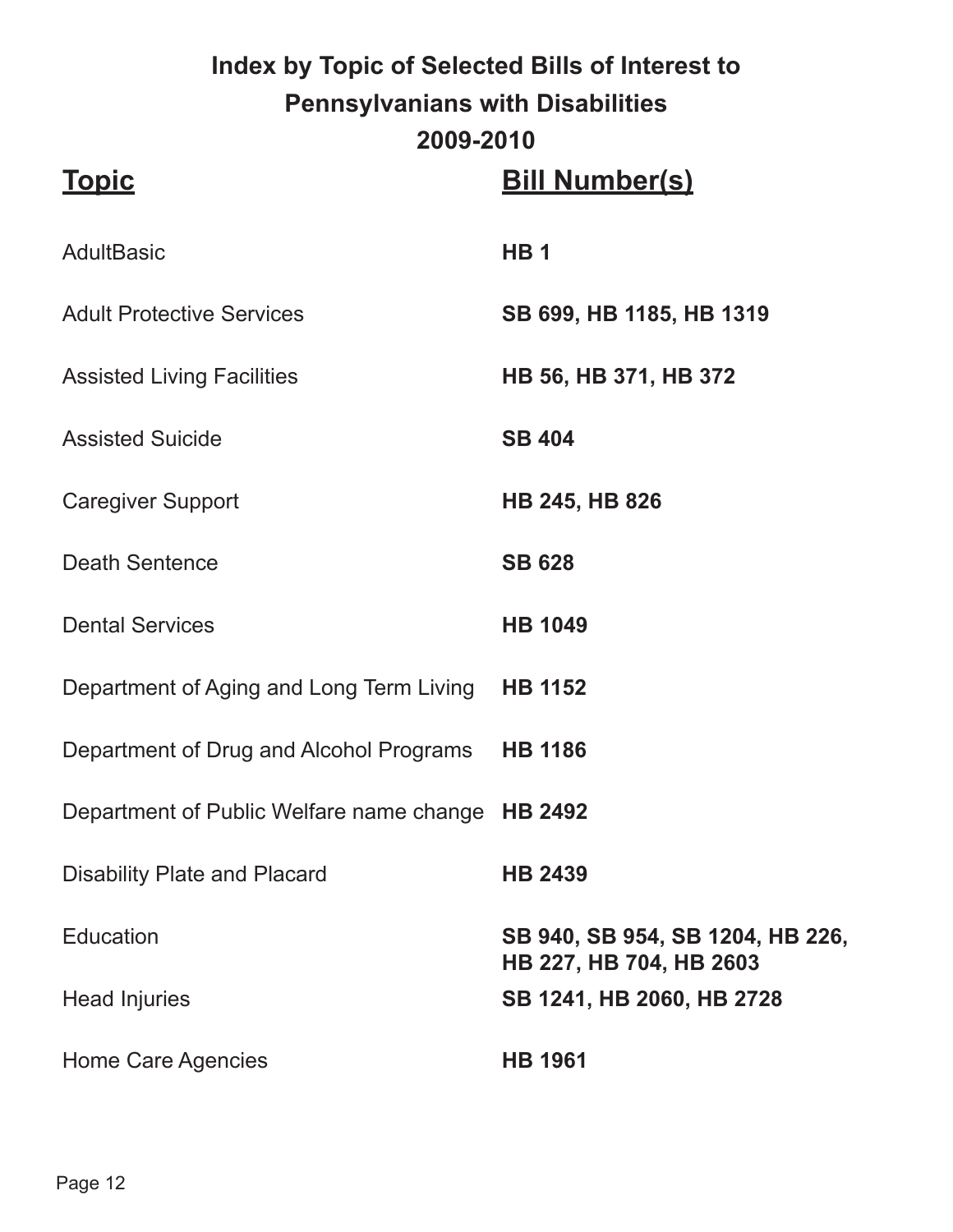# Index by Topic of Selected Bills of Interest to Pennsylvanians with Disabilities 2009-2010

| Topic | Bill Number(s) |
| --- | --- |
| AdultBasic | **HB 1** |
| Adult Protective Services | **SB 699, HB 1185, HB 1319** |
| Assisted Living Facilities | **HB 56, HB 371, HB 372** |
| Assisted Suicide | **SB 404** |
| Caregiver Support | **HB 245, HB 826** |
| Death Sentence | **SB 628** |
| Dental Services | **HB 1049** |
| Department of Aging and Long Term Living | **HB 1152** |
| Department of Drug and Alcohol Programs | **HB 1186** |
| Department of Public Welfare name change | **HB 2492** |
| Disability Plate and Placard | **HB 2439** |
| Education | **SB 940, SB 954, SB 1204, HB 226, HB 227, HB 704, HB 2603** |
| Head Injuries | **SB 1241, HB 2060, HB 2728** |
| Home Care Agencies | **HB 1961** |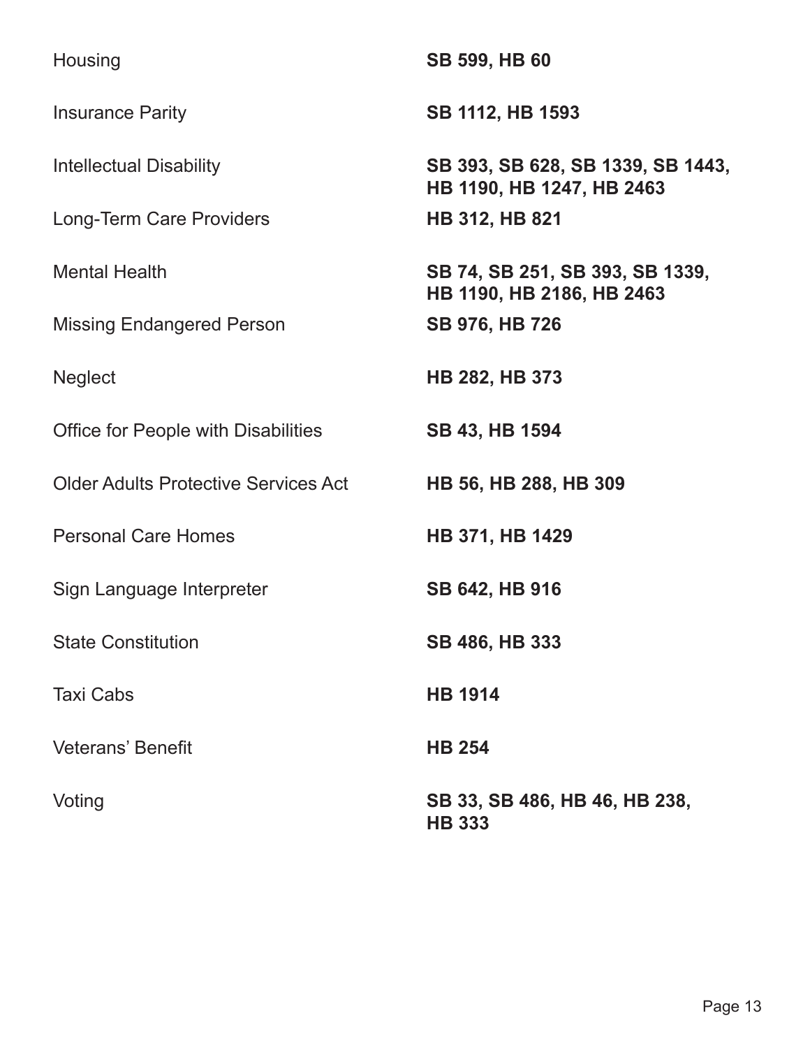| | |
|---|---|
| Housing | **SB 599, HB 60** |
| Insurance Parity | **SB 1112, HB 1593** |
| Intellectual Disability | **SB 393, SB 628, SB 1339, SB 1443, HB 1190, HB 1247, HB 2463** |
| Long-Term Care Providers | **HB 312, HB 821** |
| Mental Health | **SB 74, SB 251, SB 393, SB 1339, HB 1190, HB 2186, HB 2463** |
| Missing Endangered Person | **SB 976, HB 726** |
| Neglect | **HB 282, HB 373** |
| Office for People with Disabilities | **SB 43, HB 1594** |
| Older Adults Protective Services Act | **HB 56, HB 288, HB 309** |
| Personal Care Homes | **HB 371, HB 1429** |
| Sign Language Interpreter | **SB 642, HB 916** |
| State Constitution | **SB 486, HB 333** |
| Taxi Cabs | **HB 1914** |
| Veterans' Benefit | **HB 254** |
| Voting | **SB 33, SB 486, HB 46, HB 238, HB 333** |